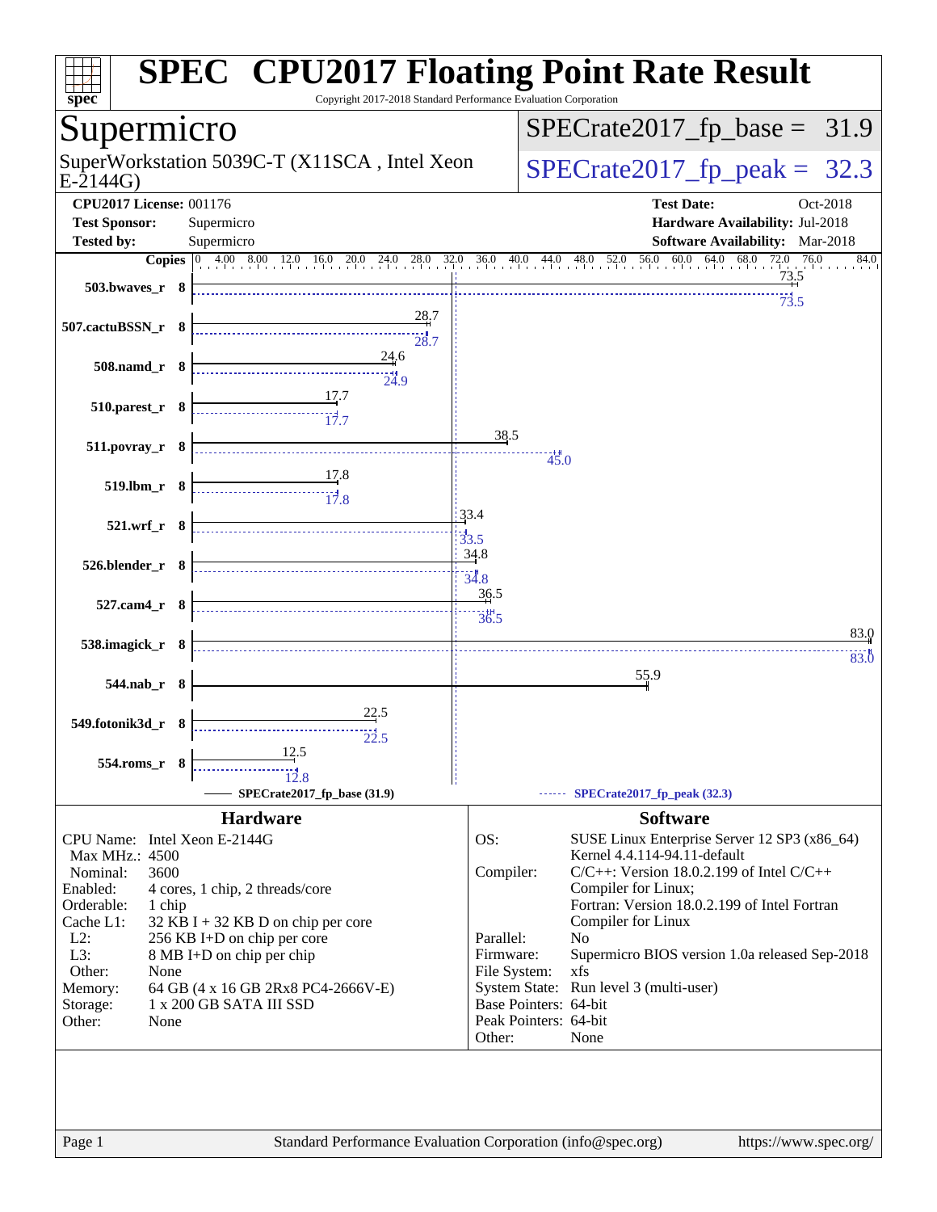# SPEC CPU2017 Floating Point Rate Result

Copyright 2017-2018 Standard Performance Evaluation Corporation

## Supermicro

SuperWorkstation 5039C-T (X11SCA , Intel Xeon E-2144G)

SPECrate2017_fp_base = 31.9

SPECrate2017_fp_peak = 32.3

**CPU2017 License:** 001176
**Test Sponsor:** Supermicro
**Tested by:** Supermicro

**Test Date:** Oct-2018
**Hardware Availability:** Jul-2018
**Software Availability:** Mar-2018

| Benchmark | Copies | Base | Peak |
|---|---|---|---|
| 503.bwaves_r | 8 | 73.5 | 73.5 |
| 507.cactuBSSN_r | 8 | 28.7 | 28.7 |
| 508.namd_r | 8 | 24.6 | 24.9 |
| 510.parest_r | 8 | 17.7 | 17.7 |
| 511.povray_r | 8 | 38.5 | 45.0 |
| 519.lbm_r | 8 | 17.8 | 17.8 |
| 521.wrf_r | 8 | 33.4 | 33.5 |
| 526.blender_r | 8 | 34.8 | 34.8 |
| 527.cam4_r | 8 | 36.5 | 36.5 |
| 538.imagick_r | 8 | 83.0 | 83.0 |
| 544.nab_r | 8 | 55.9 | |
| 549.fotonik3d_r | 8 | 22.5 | 22.5 |
| 554.roms_r | 8 | 12.5 | 12.8 |

SPECrate2017_fp_base (31.9) — SPECrate2017_fp_peak (32.3)

### Hardware

| | |
|---|---|
| CPU Name: | Intel Xeon E-2144G |
| Max MHz.: | 4500 |
| Nominal: | 3600 |
| Enabled: | 4 cores, 1 chip, 2 threads/core |
| Orderable: | 1 chip |
| Cache L1: | 32 KB I + 32 KB D on chip per core |
| L2: | 256 KB I+D on chip per core |
| L3: | 8 MB I+D on chip per chip |
| Other: | None |
| Memory: | 64 GB (4 x 16 GB 2Rx8 PC4-2666V-E) |
| Storage: | 1 x 200 GB SATA III SSD |
| Other: | None |

### Software

| | |
|---|---|
| OS: | SUSE Linux Enterprise Server 12 SP3 (x86_64) Kernel 4.4.114-94.11-default |
| Compiler: | C/C++: Version 18.0.2.199 of Intel C/C++ Compiler for Linux; Fortran: Version 18.0.2.199 of Intel Fortran Compiler for Linux |
| Parallel: | No |
| Firmware: | Supermicro BIOS version 1.0a released Sep-2018 |
| File System: | xfs |
| System State: | Run level 3 (multi-user) |
| Base Pointers: | 64-bit |
| Peak Pointers: | 64-bit |
| Other: | None |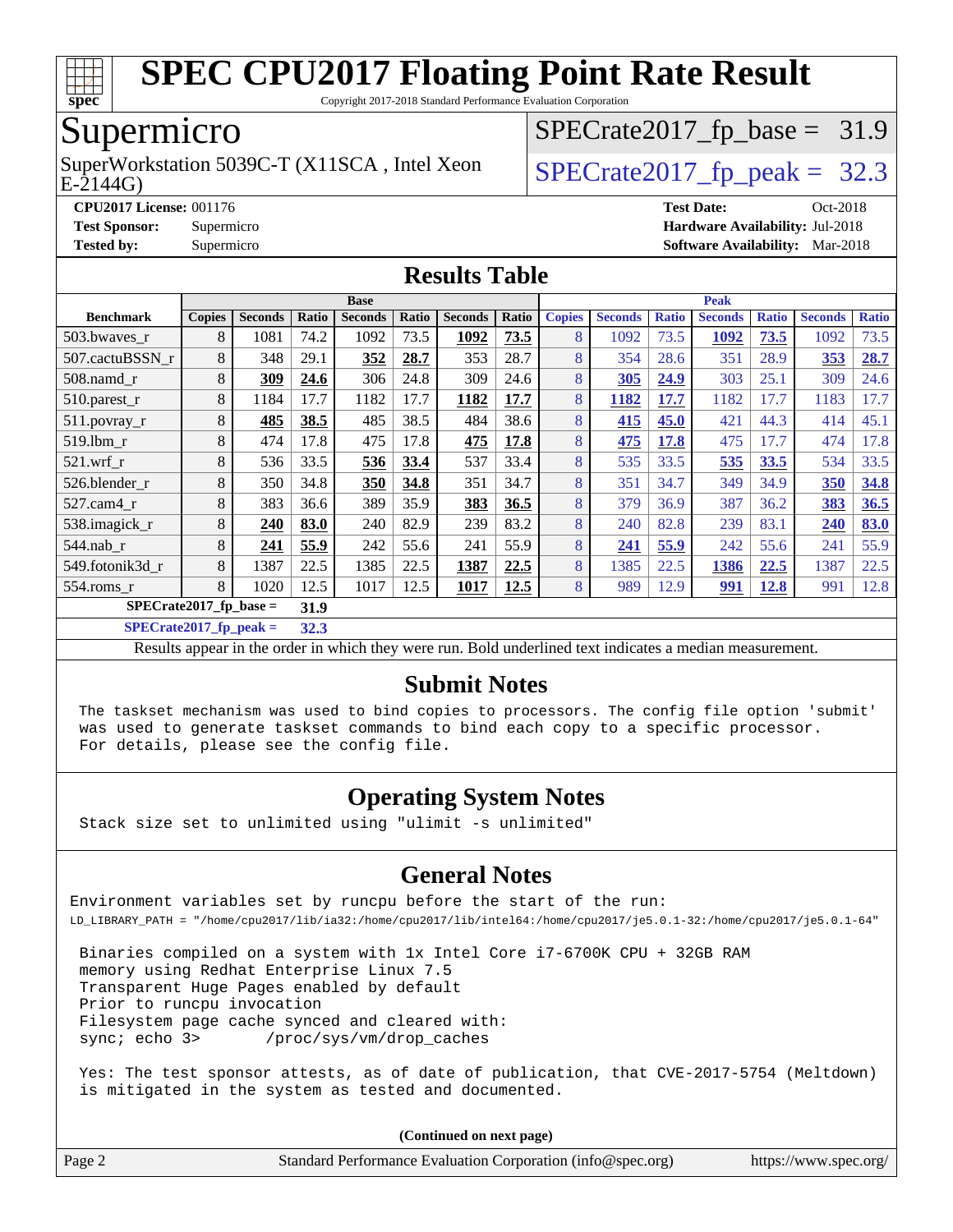# SPEC CPU2017 Floating Point Rate Result

Copyright 2017-2018 Standard Performance Evaluation Corporation

## Supermicro

SuperWorkstation 5039C-T (X11SCA , Intel Xeon E-2144G)

SPECrate2017_fp_base = 31.9

SPECrate2017_fp_peak = 32.3

**CPU2017 License:** 001176
**Test Sponsor:** Supermicro
**Tested by:** Supermicro

**Test Date:** Oct-2018
**Hardware Availability:** Jul-2018
**Software Availability:** Mar-2018

## Results Table

| Benchmark | Base | | | | | | | Peak | | | | | | |
|---|---|---|---|---|---|---|---|---|---|---|---|---|---|---|
| | Copies | Seconds | Ratio | Seconds | Ratio | Seconds | Ratio | Copies | Seconds | Ratio | Seconds | Ratio | Seconds | Ratio |
| 503.bwaves_r | 8 | 1081 | 74.2 | 1092 | 73.5 | **1092** | **73.5** | 8 | 1092 | 73.5 | **1092** | **73.5** | 1092 | 73.5 |
| 507.cactuBSSN_r | 8 | 348 | 29.1 | **352** | **28.7** | 353 | 28.7 | 8 | 354 | 28.6 | 351 | 28.9 | **353** | **28.7** |
| 508.namd_r | 8 | **309** | **24.6** | 306 | 24.8 | 309 | 24.6 | 8 | **305** | **24.9** | 303 | 25.1 | 309 | 24.6 |
| 510.parest_r | 8 | 1184 | 17.7 | 1182 | 17.7 | **1182** | **17.7** | 8 | **1182** | **17.7** | 1182 | 17.7 | 1183 | 17.7 |
| 511.povray_r | 8 | **485** | **38.5** | 485 | 38.5 | 484 | 38.6 | 8 | **415** | **45.0** | 421 | 44.3 | 414 | 45.1 |
| 519.lbm_r | 8 | 474 | 17.8 | 475 | 17.8 | **475** | **17.8** | 8 | **475** | **17.8** | 475 | 17.7 | 474 | 17.8 |
| 521.wrf_r | 8 | 536 | 33.5 | **536** | **33.4** | 537 | 33.4 | 8 | 535 | 33.5 | **535** | **33.5** | 534 | 33.5 |
| 526.blender_r | 8 | 350 | 34.8 | **350** | **34.8** | 351 | 34.7 | 8 | 351 | 34.7 | 349 | 34.9 | **350** | **34.8** |
| 527.cam4_r | 8 | 383 | 36.6 | 389 | 35.9 | **383** | **36.5** | 8 | 379 | 36.9 | 387 | 36.2 | **383** | **36.5** |
| 538.imagick_r | 8 | **240** | **83.0** | 240 | 82.9 | 239 | 83.2 | 8 | 240 | 82.8 | 239 | 83.1 | **240** | **83.0** |
| 544.nab_r | 8 | **241** | **55.9** | 242 | 55.6 | 241 | 55.9 | 8 | **241** | **55.9** | 242 | 55.6 | 241 | 55.9 |
| 549.fotonik3d_r | 8 | 1387 | 22.5 | 1385 | 22.5 | **1387** | **22.5** | 8 | 1385 | 22.5 | **1386** | **22.5** | 1387 | 22.5 |
| 554.roms_r | 8 | 1020 | 12.5 | 1017 | 12.5 | **1017** | **12.5** | 8 | 989 | 12.9 | **991** | **12.8** | 991 | 12.8 |

**SPECrate2017_fp_base = 31.9**

**SPECrate2017_fp_peak = 32.3**

Results appear in the order in which they were run. Bold underlined text indicates a median measurement.

## Submit Notes

```
The taskset mechanism was used to bind copies to processors. The config file option 'submit'
was used to generate taskset commands to bind each copy to a specific processor.
For details, please see the config file.
```

## Operating System Notes

```
Stack size set to unlimited using "ulimit -s unlimited"
```

## General Notes

```
Environment variables set by runcpu before the start of the run:
LD_LIBRARY_PATH = "/home/cpu2017/lib/ia32:/home/cpu2017/lib/intel64:/home/cpu2017/je5.0.1-32:/home/cpu2017/je5.0.1-64"

 Binaries compiled on a system with 1x Intel Core i7-6700K CPU + 32GB RAM
 memory using Redhat Enterprise Linux 7.5
 Transparent Huge Pages enabled by default
 Prior to runcpu invocation
 Filesystem page cache synced and cleared with:
 sync; echo 3>       /proc/sys/vm/drop_caches

 Yes: The test sponsor attests, as of date of publication, that CVE-2017-5754 (Meltdown)
 is mitigated in the system as tested and documented.
```

**(Continued on next page)**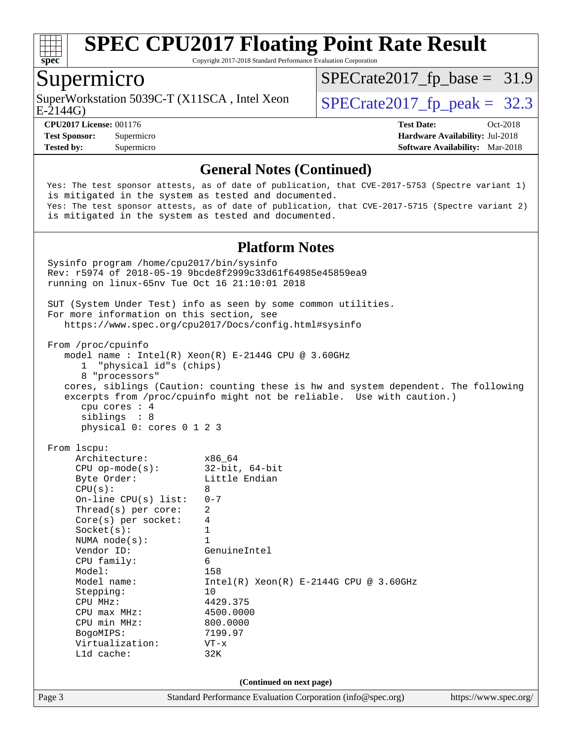# SPEC CPU2017 Floating Point Rate Result

Copyright 2017-2018 Standard Performance Evaluation Corporation

## Supermicro

SuperWorkstation 5039C-T (X11SCA , Intel Xeon E-2144G)

SPECrate2017_fp_base = 31.9

SPECrate2017_fp_peak = 32.3

**CPU2017 License:** 001176
**Test Sponsor:** Supermicro
**Tested by:** Supermicro

**Test Date:** Oct-2018
**Hardware Availability:** Jul-2018
**Software Availability:** Mar-2018

## General Notes (Continued)

```
Yes: The test sponsor attests, as of date of publication, that CVE-2017-5753 (Spectre variant 1)
is mitigated in the system as tested and documented.
Yes: The test sponsor attests, as of date of publication, that CVE-2017-5715 (Spectre variant 2)
is mitigated in the system as tested and documented.
```

## Platform Notes

```
Sysinfo program /home/cpu2017/bin/sysinfo
Rev: r5974 of 2018-05-19 9bcde8f2999c33d61f64985e45859ea9
running on linux-65nv Tue Oct 16 21:10:01 2018

SUT (System Under Test) info as seen by some common utilities.
For more information on this section, see
   https://www.spec.org/cpu2017/Docs/config.html#sysinfo

From /proc/cpuinfo
   model name : Intel(R) Xeon(R) E-2144G CPU @ 3.60GHz
      1  "physical id"s (chips)
      8 "processors"
   cores, siblings (Caution: counting these is hw and system dependent. The following
   excerpts from /proc/cpuinfo might not be reliable.  Use with caution.)
      cpu cores : 4
      siblings  : 8
      physical 0: cores 0 1 2 3

From lscpu:
     Architecture:          x86_64
     CPU op-mode(s):        32-bit, 64-bit
     Byte Order:            Little Endian
     CPU(s):                8
     On-line CPU(s) list:   0-7
     Thread(s) per core:    2
     Core(s) per socket:    4
     Socket(s):             1
     NUMA node(s):          1
     Vendor ID:             GenuineIntel
     CPU family:            6
     Model:                 158
     Model name:            Intel(R) Xeon(R) E-2144G CPU @ 3.60GHz
     Stepping:              10
     CPU MHz:               4429.375
     CPU max MHz:           4500.0000
     CPU min MHz:           800.0000
     BogoMIPS:              7199.97
     Virtualization:        VT-x
     L1d cache:             32K
```

(Continued on next page)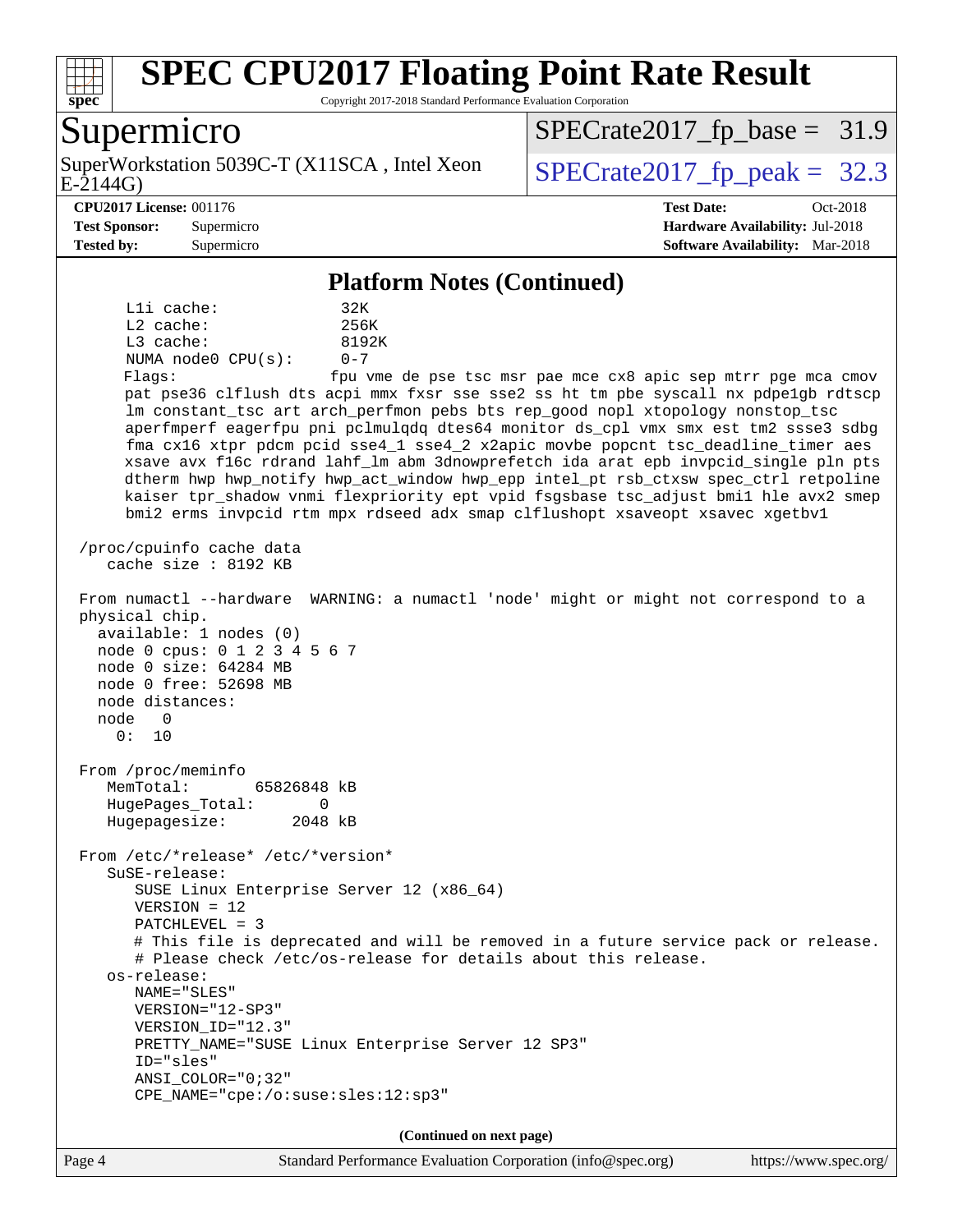# SPEC CPU2017 Floating Point Rate Result

Copyright 2017-2018 Standard Performance Evaluation Corporation

## Supermicro

SuperWorkstation 5039C-T (X11SCA , Intel Xeon E-2144G)

SPECrate2017_fp_base = 31.9

SPECrate2017_fp_peak = 32.3

**CPU2017 License:** 001176
**Test Sponsor:** Supermicro
**Tested by:** Supermicro

**Test Date:** Oct-2018
**Hardware Availability:** Jul-2018
**Software Availability:** Mar-2018

### Platform Notes (Continued)

```
     L1i cache:              32K
     L2 cache:               256K
     L3 cache:               8192K
     NUMA node0 CPU(s):      0-7
     Flags:                  fpu vme de pse tsc msr pae mce cx8 apic sep mtrr pge mca cmov
     pat pse36 clflush dts acpi mmx fxsr sse sse2 ss ht tm pbe syscall nx pdpe1gb rdtscp
     lm constant_tsc art arch_perfmon pebs bts rep_good nopl xtopology nonstop_tsc
     aperfmperf eagerfpu pni pclmulqdq dtes64 monitor ds_cpl vmx smx est tm2 ssse3 sdbg
     fma cx16 xtpr pdcm pcid sse4_1 sse4_2 x2apic movbe popcnt tsc_deadline_timer aes
     xsave avx f16c rdrand lahf_lm abm 3dnowprefetch ida arat epb invpcid_single pln pts
     dtherm hwp hwp_notify hwp_act_window hwp_epp intel_pt rsb_ctxsw spec_ctrl retpoline
     kaiser tpr_shadow vnmi flexpriority ept vpid fsgsbase tsc_adjust bmi1 hle avx2 smep
     bmi2 erms invpcid rtm mpx rdseed adx smap clflushopt xsaveopt xsavec xgetbv1

 /proc/cpuinfo cache data
    cache size : 8192 KB

 From numactl --hardware  WARNING: a numactl 'node' might or might not correspond to a
 physical chip.
   available: 1 nodes (0)
   node 0 cpus: 0 1 2 3 4 5 6 7
   node 0 size: 64284 MB
   node 0 free: 52698 MB
   node distances:
   node   0
     0:  10

 From /proc/meminfo
    MemTotal:       65826848 kB
    HugePages_Total:       0
    Hugepagesize:       2048 kB

 From /etc/*release* /etc/*version*
    SuSE-release:
       SUSE Linux Enterprise Server 12 (x86_64)
       VERSION = 12
       PATCHLEVEL = 3
       # This file is deprecated and will be removed in a future service pack or release.
       # Please check /etc/os-release for details about this release.
    os-release:
       NAME="SLES"
       VERSION="12-SP3"
       VERSION_ID="12.3"
       PRETTY_NAME="SUSE Linux Enterprise Server 12 SP3"
       ID="sles"
       ANSI_COLOR="0;32"
       CPE_NAME="cpe:/o:suse:sles:12:sp3"
```

**(Continued on next page)**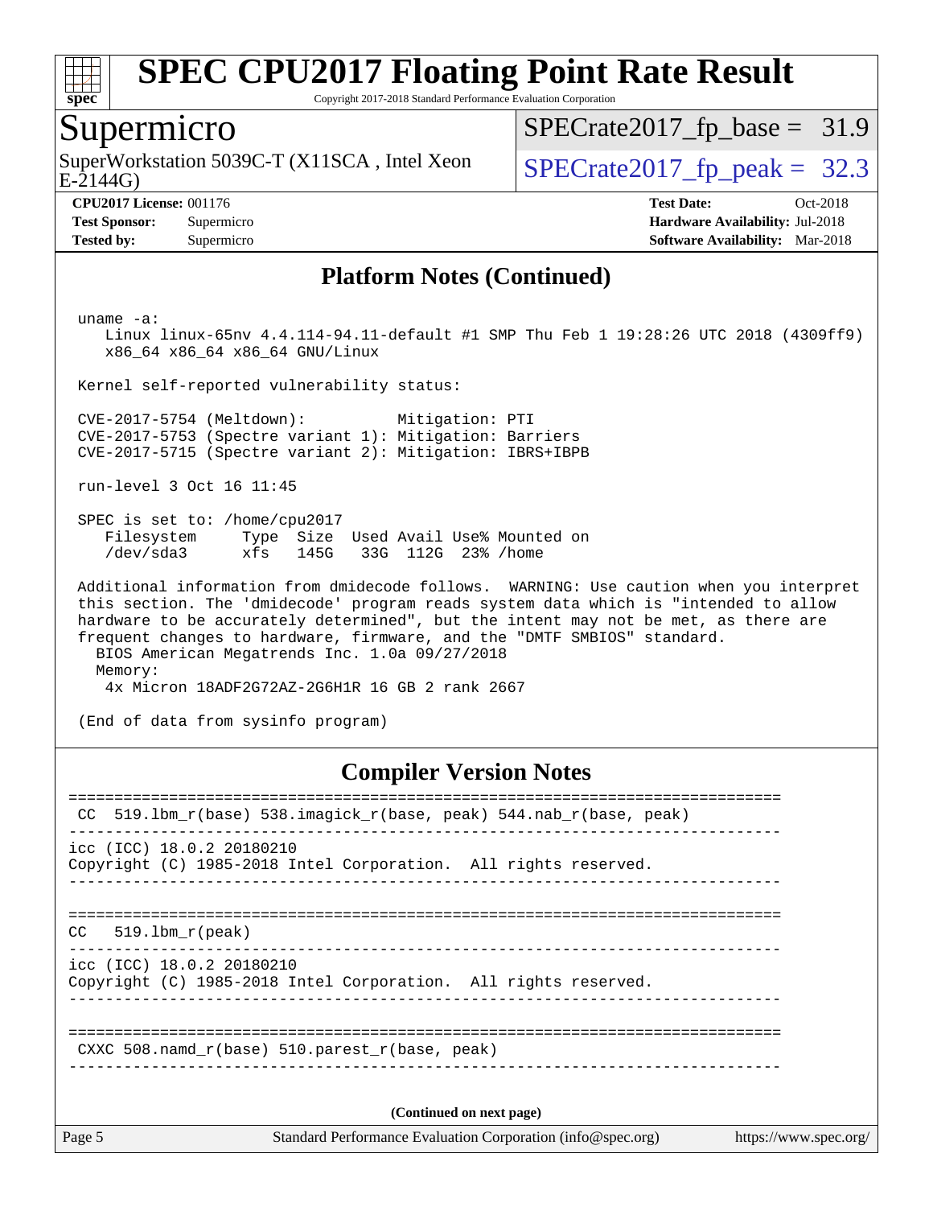# SPEC CPU2017 Floating Point Rate Result

Copyright 2017-2018 Standard Performance Evaluation Corporation

## Supermicro

SuperWorkstation 5039C-T (X11SCA , Intel Xeon E-2144G)

SPECrate2017_fp_base = 31.9

SPECrate2017_fp_peak = 32.3

**CPU2017 License:** 001176
**Test Sponsor:** Supermicro
**Tested by:** Supermicro

**Test Date:** Oct-2018
**Hardware Availability:** Jul-2018
**Software Availability:** Mar-2018

### Platform Notes (Continued)

```
 uname -a:
    Linux linux-65nv 4.4.114-94.11-default #1 SMP Thu Feb 1 19:28:26 UTC 2018 (4309ff9)
    x86_64 x86_64 x86_64 GNU/Linux

 Kernel self-reported vulnerability status:

 CVE-2017-5754 (Meltdown):          Mitigation: PTI
 CVE-2017-5753 (Spectre variant 1): Mitigation: Barriers
 CVE-2017-5715 (Spectre variant 2): Mitigation: IBRS+IBPB

 run-level 3 Oct 16 11:45

 SPEC is set to: /home/cpu2017
    Filesystem     Type  Size  Used Avail Use% Mounted on
    /dev/sda3      xfs   145G   33G  112G  23% /home

 Additional information from dmidecode follows.  WARNING: Use caution when you interpret
 this section. The 'dmidecode' program reads system data which is "intended to allow
 hardware to be accurately determined", but the intent may not be met, as there are
 frequent changes to hardware, firmware, and the "DMTF SMBIOS" standard.
   BIOS American Megatrends Inc. 1.0a 09/27/2018
   Memory:
    4x Micron 18ADF2G72AZ-2G6H1R 16 GB 2 rank 2667

 (End of data from sysinfo program)
```

### Compiler Version Notes

```
==============================================================================
 CC  519.lbm_r(base) 538.imagick_r(base, peak) 544.nab_r(base, peak)
------------------------------------------------------------------------------
icc (ICC) 18.0.2 20180210
Copyright (C) 1985-2018 Intel Corporation.  All rights reserved.
------------------------------------------------------------------------------

==============================================================================
CC   519.lbm_r(peak)
------------------------------------------------------------------------------
icc (ICC) 18.0.2 20180210
Copyright (C) 1985-2018 Intel Corporation.  All rights reserved.
------------------------------------------------------------------------------

==============================================================================
 CXXC 508.namd_r(base) 510.parest_r(base, peak)
------------------------------------------------------------------------------
```

(Continued on next page)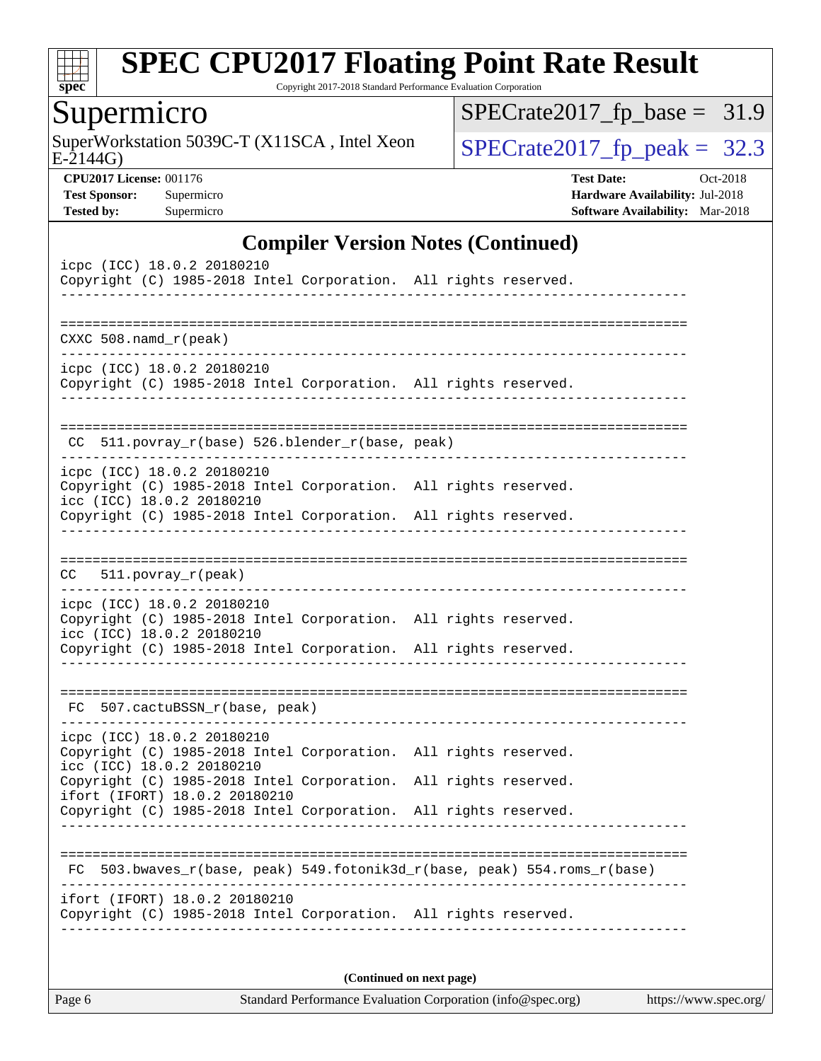## Compiler Version Notes (Continued)

```
icpc (ICC) 18.0.2 20180210
Copyright (C) 1985-2018 Intel Corporation.  All rights reserved.
------------------------------------------------------------------------------

==============================================================================
CXXC 508.namd_r(peak)
------------------------------------------------------------------------------
icpc (ICC) 18.0.2 20180210
Copyright (C) 1985-2018 Intel Corporation.  All rights reserved.
------------------------------------------------------------------------------

==============================================================================
 CC  511.povray_r(base) 526.blender_r(base, peak)
------------------------------------------------------------------------------
icpc (ICC) 18.0.2 20180210
Copyright (C) 1985-2018 Intel Corporation.  All rights reserved.
icc (ICC) 18.0.2 20180210
Copyright (C) 1985-2018 Intel Corporation.  All rights reserved.
------------------------------------------------------------------------------

==============================================================================
CC   511.povray_r(peak)
------------------------------------------------------------------------------
icpc (ICC) 18.0.2 20180210
Copyright (C) 1985-2018 Intel Corporation.  All rights reserved.
icc (ICC) 18.0.2 20180210
Copyright (C) 1985-2018 Intel Corporation.  All rights reserved.
------------------------------------------------------------------------------

==============================================================================
 FC  507.cactuBSSN_r(base, peak)
------------------------------------------------------------------------------
icpc (ICC) 18.0.2 20180210
Copyright (C) 1985-2018 Intel Corporation.  All rights reserved.
icc (ICC) 18.0.2 20180210
Copyright (C) 1985-2018 Intel Corporation.  All rights reserved.
ifort (IFORT) 18.0.2 20180210
Copyright (C) 1985-2018 Intel Corporation.  All rights reserved.
------------------------------------------------------------------------------

==============================================================================
 FC  503.bwaves_r(base, peak) 549.fotonik3d_r(base, peak) 554.roms_r(base)
------------------------------------------------------------------------------
ifort (IFORT) 18.0.2 20180210
Copyright (C) 1985-2018 Intel Corporation.  All rights reserved.
------------------------------------------------------------------------------
```

**(Continued on next page)**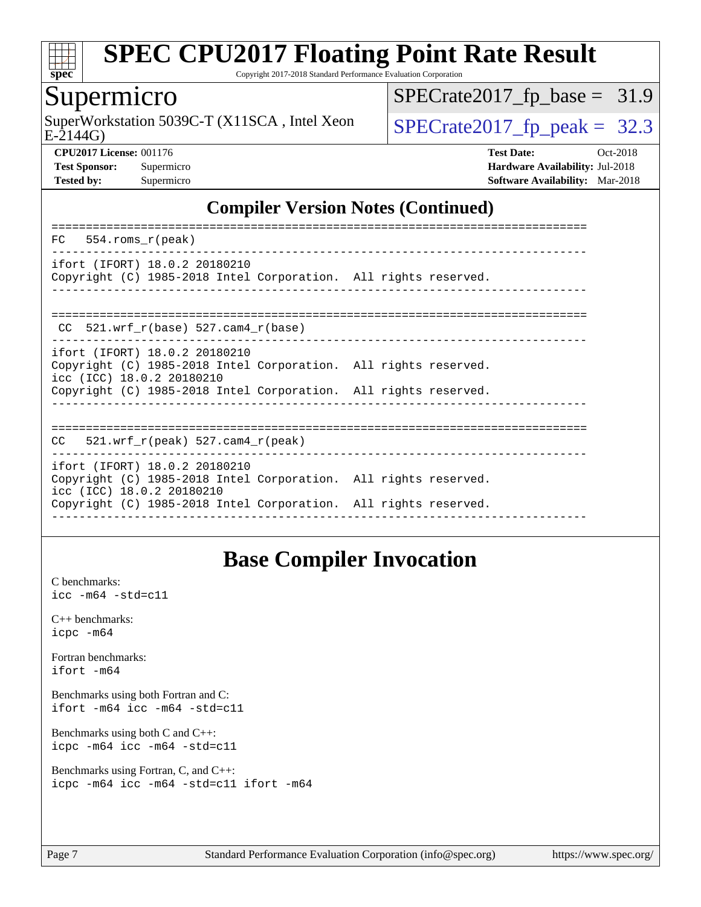## Compiler Version Notes (Continued)

```
==============================================================================
FC   554.roms_r(peak)
------------------------------------------------------------------------------
ifort (IFORT) 18.0.2 20180210
Copyright (C) 1985-2018 Intel Corporation.  All rights reserved.
------------------------------------------------------------------------------

==============================================================================
 CC  521.wrf_r(base) 527.cam4_r(base)
------------------------------------------------------------------------------
ifort (IFORT) 18.0.2 20180210
Copyright (C) 1985-2018 Intel Corporation.  All rights reserved.
icc (ICC) 18.0.2 20180210
Copyright (C) 1985-2018 Intel Corporation.  All rights reserved.
------------------------------------------------------------------------------

==============================================================================
CC   521.wrf_r(peak) 527.cam4_r(peak)
------------------------------------------------------------------------------
ifort (IFORT) 18.0.2 20180210
Copyright (C) 1985-2018 Intel Corporation.  All rights reserved.
icc (ICC) 18.0.2 20180210
Copyright (C) 1985-2018 Intel Corporation.  All rights reserved.
------------------------------------------------------------------------------
```

## Base Compiler Invocation

C benchmarks:
```
icc -m64 -std=c11
```

C++ benchmarks:
```
icpc -m64
```

Fortran benchmarks:
```
ifort -m64
```

Benchmarks using both Fortran and C:
```
ifort -m64 icc -m64 -std=c11
```

Benchmarks using both C and C++:
```
icpc -m64 icc -m64 -std=c11
```

Benchmarks using Fortran, C, and C++:
```
icpc -m64 icc -m64 -std=c11 ifort -m64
```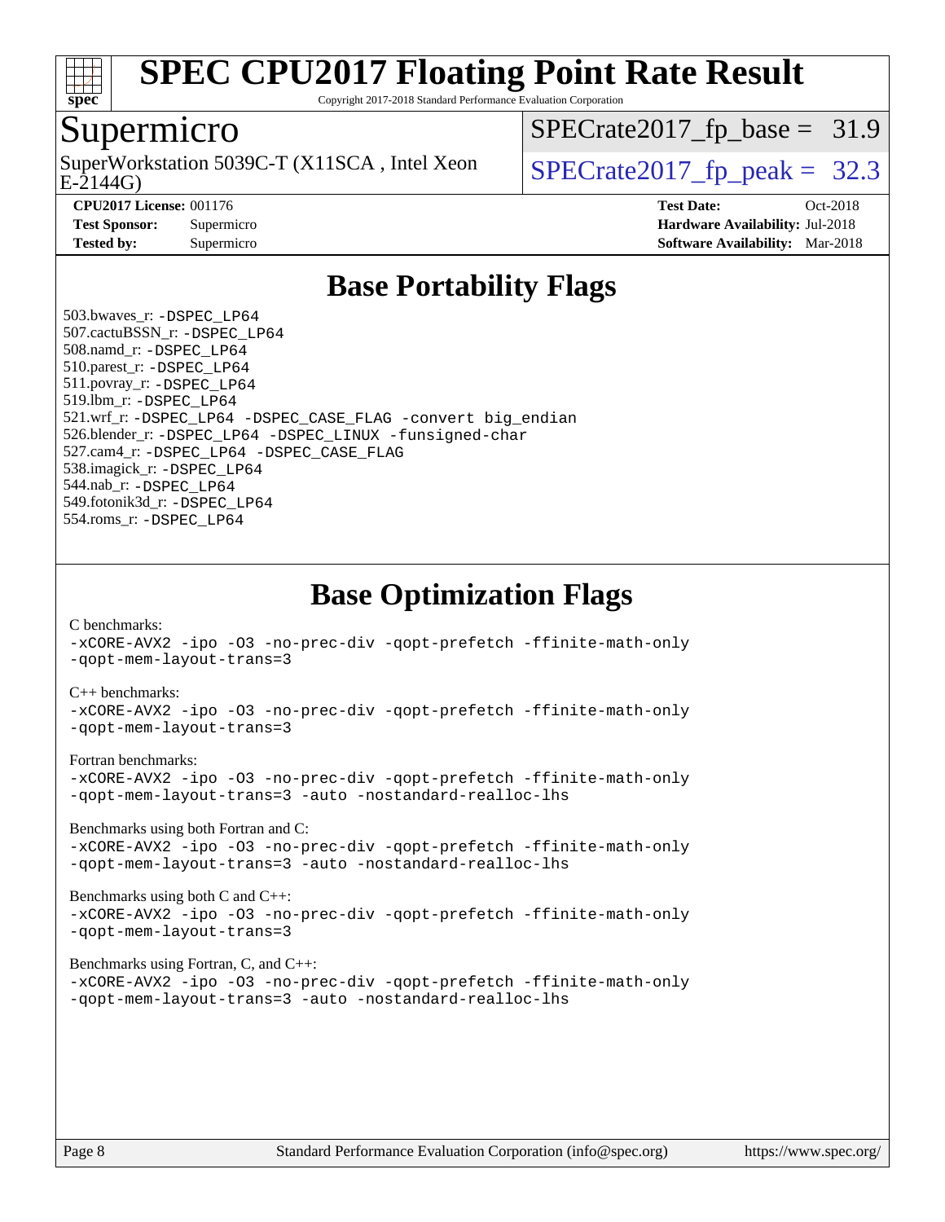# SPEC CPU2017 Floating Point Rate Result

Copyright 2017-2018 Standard Performance Evaluation Corporation

## Supermicro

SuperWorkstation 5039C-T (X11SCA , Intel Xeon E-2144G)

SPECrate2017_fp_base = 31.9

SPECrate2017_fp_peak = 32.3

| | | | |
|---|---|---|---|
| **CPU2017 License:** | 001176 | **Test Date:** | Oct-2018 |
| **Test Sponsor:** | Supermicro | **Hardware Availability:** | Jul-2018 |
| **Tested by:** | Supermicro | **Software Availability:** | Mar-2018 |

## Base Portability Flags

503.bwaves_r: `-DSPEC_LP64`
507.cactuBSSN_r: `-DSPEC_LP64`
508.namd_r: `-DSPEC_LP64`
510.parest_r: `-DSPEC_LP64`
511.povray_r: `-DSPEC_LP64`
519.lbm_r: `-DSPEC_LP64`
521.wrf_r: `-DSPEC_LP64 -DSPEC_CASE_FLAG -convert big_endian`
526.blender_r: `-DSPEC_LP64 -DSPEC_LINUX -funsigned-char`
527.cam4_r: `-DSPEC_LP64 -DSPEC_CASE_FLAG`
538.imagick_r: `-DSPEC_LP64`
544.nab_r: `-DSPEC_LP64`
549.fotonik3d_r: `-DSPEC_LP64`
554.roms_r: `-DSPEC_LP64`

## Base Optimization Flags

C benchmarks:
```
-xCORE-AVX2 -ipo -O3 -no-prec-div -qopt-prefetch -ffinite-math-only
-qopt-mem-layout-trans=3
```

C++ benchmarks:
```
-xCORE-AVX2 -ipo -O3 -no-prec-div -qopt-prefetch -ffinite-math-only
-qopt-mem-layout-trans=3
```

Fortran benchmarks:
```
-xCORE-AVX2 -ipo -O3 -no-prec-div -qopt-prefetch -ffinite-math-only
-qopt-mem-layout-trans=3 -auto -nostandard-realloc-lhs
```

Benchmarks using both Fortran and C:
```
-xCORE-AVX2 -ipo -O3 -no-prec-div -qopt-prefetch -ffinite-math-only
-qopt-mem-layout-trans=3 -auto -nostandard-realloc-lhs
```

Benchmarks using both C and C++:
```
-xCORE-AVX2 -ipo -O3 -no-prec-div -qopt-prefetch -ffinite-math-only
-qopt-mem-layout-trans=3
```

Benchmarks using Fortran, C, and C++:
```
-xCORE-AVX2 -ipo -O3 -no-prec-div -qopt-prefetch -ffinite-math-only
-qopt-mem-layout-trans=3 -auto -nostandard-realloc-lhs
```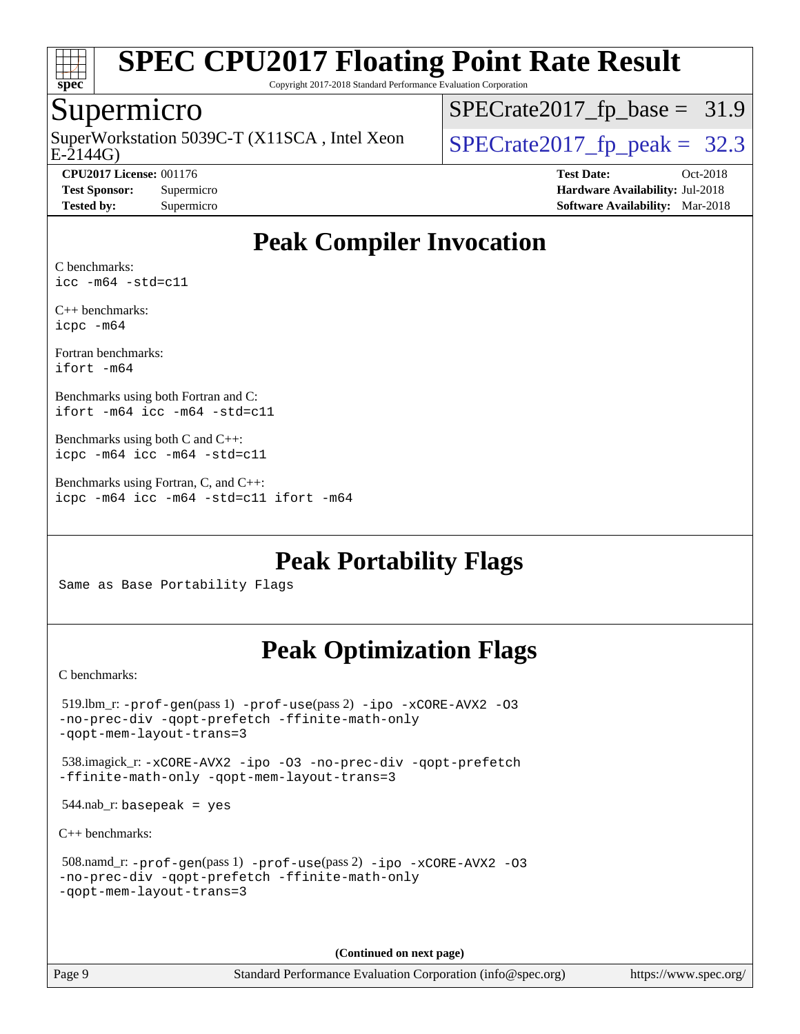# SPEC CPU2017 Floating Point Rate Result

Copyright 2017-2018 Standard Performance Evaluation Corporation

## Supermicro

SuperWorkstation 5039C-T (X11SCA , Intel Xeon E-2144G)

SPECrate2017_fp_base = 31.9

SPECrate2017_fp_peak = 32.3

**CPU2017 License:** 001176
**Test Sponsor:** Supermicro
**Tested by:** Supermicro

**Test Date:** Oct-2018
**Hardware Availability:** Jul-2018
**Software Availability:** Mar-2018

## Peak Compiler Invocation

C benchmarks:
```
icc -m64 -std=c11
```

C++ benchmarks:
```
icpc -m64
```

Fortran benchmarks:
```
ifort -m64
```

Benchmarks using both Fortran and C:
```
ifort -m64 icc -m64 -std=c11
```

Benchmarks using both C and C++:
```
icpc -m64 icc -m64 -std=c11
```

Benchmarks using Fortran, C, and C++:
```
icpc -m64 icc -m64 -std=c11 ifort -m64
```

## Peak Portability Flags

Same as Base Portability Flags

## Peak Optimization Flags

C benchmarks:

519.lbm_r: -prof-gen(pass 1) -prof-use(pass 2) -ipo -xCORE-AVX2 -O3 -no-prec-div -qopt-prefetch -ffinite-math-only -qopt-mem-layout-trans=3

538.imagick_r: -xCORE-AVX2 -ipo -O3 -no-prec-div -qopt-prefetch -ffinite-math-only -qopt-mem-layout-trans=3

544.nab_r: basepeak = yes

C++ benchmarks:

508.namd_r: -prof-gen(pass 1) -prof-use(pass 2) -ipo -xCORE-AVX2 -O3 -no-prec-div -qopt-prefetch -ffinite-math-only -qopt-mem-layout-trans=3

**(Continued on next page)**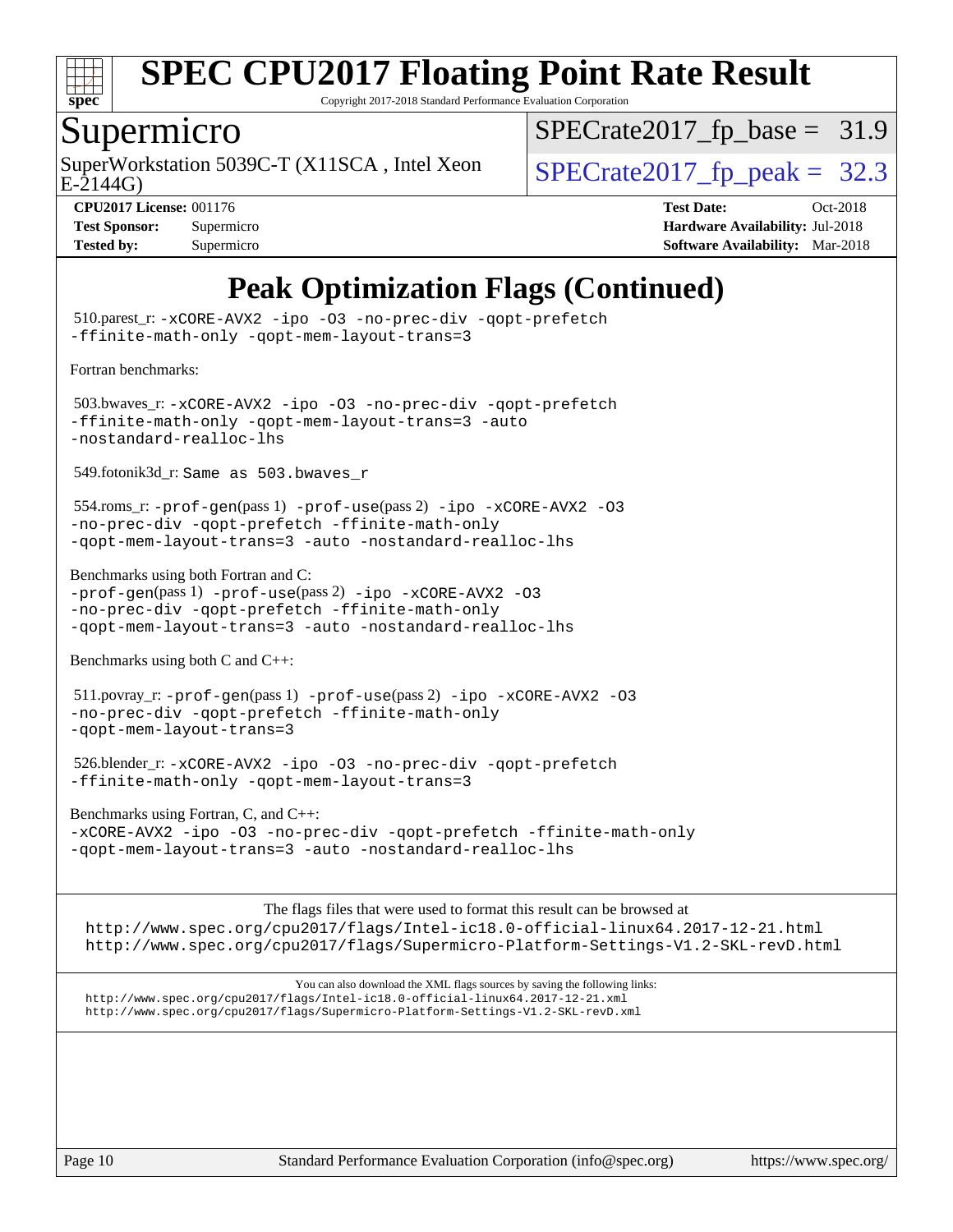# SPEC CPU2017 Floating Point Rate Result

Copyright 2017-2018 Standard Performance Evaluation Corporation

## Supermicro

SuperWorkstation 5039C-T (X11SCA , Intel Xeon E-2144G)

SPECrate2017_fp_base = 31.9

SPECrate2017_fp_peak = 32.3

**CPU2017 License:** 001176
**Test Sponsor:** Supermicro
**Tested by:** Supermicro

**Test Date:** Oct-2018
**Hardware Availability:** Jul-2018
**Software Availability:** Mar-2018

# Peak Optimization Flags (Continued)

510.parest_r: `-xCORE-AVX2 -ipo -O3 -no-prec-div -qopt-prefetch -ffinite-math-only -qopt-mem-layout-trans=3`

Fortran benchmarks:

503.bwaves_r: `-xCORE-AVX2 -ipo -O3 -no-prec-div -qopt-prefetch -ffinite-math-only -qopt-mem-layout-trans=3 -auto -nostandard-realloc-lhs`

549.fotonik3d_r: `Same as 503.bwaves_r`

554.roms_r: `-prof-gen`(pass 1) `-prof-use`(pass 2) `-ipo -xCORE-AVX2 -O3 -no-prec-div -qopt-prefetch -ffinite-math-only -qopt-mem-layout-trans=3 -auto -nostandard-realloc-lhs`

Benchmarks using both Fortran and C:
`-prof-gen`(pass 1) `-prof-use`(pass 2) `-ipo -xCORE-AVX2 -O3 -no-prec-div -qopt-prefetch -ffinite-math-only -qopt-mem-layout-trans=3 -auto -nostandard-realloc-lhs`

Benchmarks using both C and C++:

511.povray_r: `-prof-gen`(pass 1) `-prof-use`(pass 2) `-ipo -xCORE-AVX2 -O3 -no-prec-div -qopt-prefetch -ffinite-math-only -qopt-mem-layout-trans=3`

526.blender_r: `-xCORE-AVX2 -ipo -O3 -no-prec-div -qopt-prefetch -ffinite-math-only -qopt-mem-layout-trans=3`

Benchmarks using Fortran, C, and C++:
`-xCORE-AVX2 -ipo -O3 -no-prec-div -qopt-prefetch -ffinite-math-only -qopt-mem-layout-trans=3 -auto -nostandard-realloc-lhs`

The flags files that were used to format this result can be browsed at
http://www.spec.org/cpu2017/flags/Intel-ic18.0-official-linux64.2017-12-21.html
http://www.spec.org/cpu2017/flags/Supermicro-Platform-Settings-V1.2-SKL-revD.html

You can also download the XML flags sources by saving the following links:
http://www.spec.org/cpu2017/flags/Intel-ic18.0-official-linux64.2017-12-21.xml
http://www.spec.org/cpu2017/flags/Supermicro-Platform-Settings-V1.2-SKL-revD.xml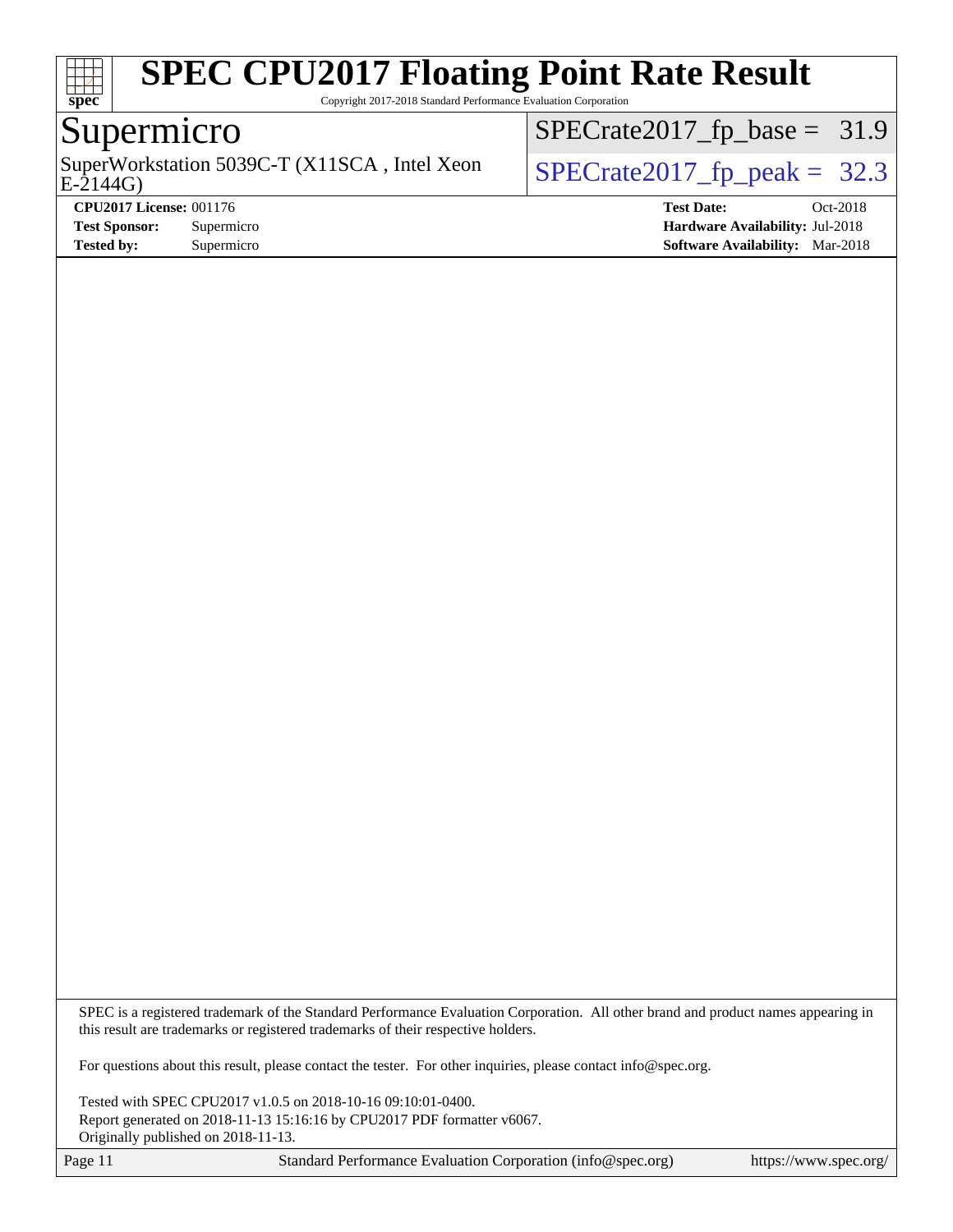SPEC is a registered trademark of the Standard Performance Evaluation Corporation. All other brand and product names appearing in this result are trademarks or registered trademarks of their respective holders.

For questions about this result, please contact the tester. For other inquiries, please contact info@spec.org.

Tested with SPEC CPU2017 v1.0.5 on 2018-10-16 09:10:01-0400.
Report generated on 2018-11-13 15:16:16 by CPU2017 PDF formatter v6067.
Originally published on 2018-11-13.